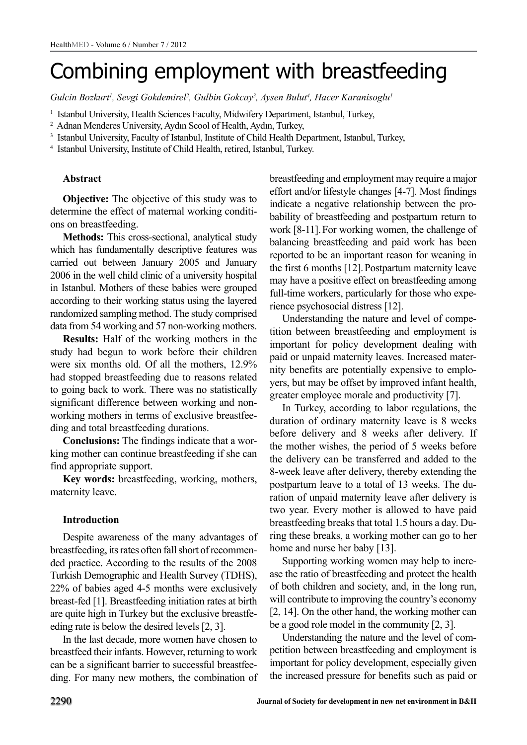# Combining employment with breastfeeding

*Gulcin Bozkurt[1], Sevgi Gokdemirel[2], Gulbin Gokcay[3], Aysen Bulut[4], Hacer Karanisoglu[1]*

[1] Istanbul University, Health Sciences Faculty, Midwifery Department, Istanbul, Turkey,
[2] Adnan Menderes University, Aydın Scool of Health, Aydın, Turkey,
[3] Istanbul University, Faculty of Istanbul, Institute of Child Health Department, Istanbul, Turkey,
[4] Istanbul University, Institute of Child Health, retired, Istanbul, Turkey.

## Abstract

**Objective:** The objective of this study was to determine the effect of maternal working conditions on breastfeeding.

**Methods:** This cross-sectional, analytical study which has fundamentally descriptive features was carried out between January 2005 and January 2006 in the well child clinic of a university hospital in Istanbul. Mothers of these babies were grouped according to their working status using the layered randomized sampling method. The study comprised data from 54 working and 57 non-working mothers.

**Results:** Half of the working mothers in the study had begun to work before their children were six months old. Of all the mothers, 12.9% had stopped breastfeeding due to reasons related to going back to work. There was no statistically significant difference between working and non-working mothers in terms of exclusive breastfeeding and total breastfeeding durations.

**Conclusions:** The findings indicate that a working mother can continue breastfeeding if she can find appropriate support.

**Key words:** breastfeeding, working, mothers, maternity leave.

## Introduction

Despite awareness of the many advantages of breastfeeding, its rates often fall short of recommended practice. According to the results of the 2008 Turkish Demographic and Health Survey (TDHS), 22% of babies aged 4-5 months were exclusively breast-fed [1]. Breastfeeding initiation rates at birth are quite high in Turkey but the exclusive breastfeeding rate is below the desired levels [2, 3].

In the last decade, more women have chosen to breastfeed their infants. However, returning to work can be a significant barrier to successful breastfeeding. For many new mothers, the combination of breastfeeding and employment may require a major effort and/or lifestyle changes [4-7]. Most findings indicate a negative relationship between the probability of breastfeeding and postpartum return to work [8-11]. For working women, the challenge of balancing breastfeeding and paid work has been reported to be an important reason for weaning in the first 6 months [12]. Postpartum maternity leave may have a positive effect on breastfeeding among full-time workers, particularly for those who experience psychosocial distress [12].

Understanding the nature and level of competition between breastfeeding and employment is important for policy development dealing with paid or unpaid maternity leaves. Increased maternity benefits are potentially expensive to employers, but may be offset by improved infant health, greater employee morale and productivity [7].

In Turkey, according to labor regulations, the duration of ordinary maternity leave is 8 weeks before delivery and 8 weeks after delivery. If the mother wishes, the period of 5 weeks before the delivery can be transferred and added to the 8-week leave after delivery, thereby extending the postpartum leave to a total of 13 weeks. The duration of unpaid maternity leave after delivery is two year. Every mother is allowed to have paid breastfeeding breaks that total 1.5 hours a day. During these breaks, a working mother can go to her home and nurse her baby [13].

Supporting working women may help to increase the ratio of breastfeeding and protect the health of both children and society, and, in the long run, will contribute to improving the country's economy [2, 14]. On the other hand, the working mother can be a good role model in the community [2, 3].

Understanding the nature and the level of competition between breastfeeding and employment is important for policy development, especially given the increased pressure for benefits such as paid or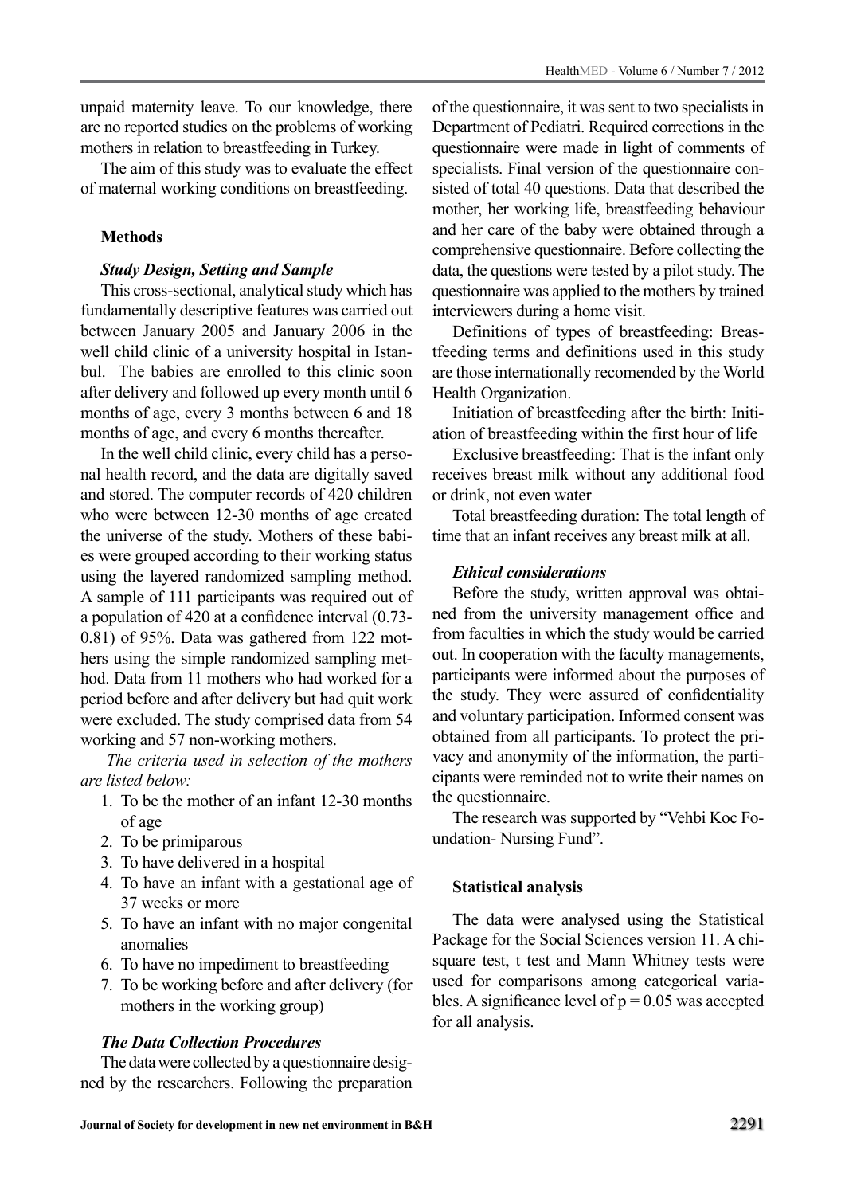unpaid maternity leave. To our knowledge, there are no reported studies on the problems of working mothers in relation to breastfeeding in Turkey.

The aim of this study was to evaluate the effect of maternal working conditions on breastfeeding.

## Methods

### *Study Design, Setting and Sample*

This cross-sectional, analytical study which has fundamentally descriptive features was carried out between January 2005 and January 2006 in the well child clinic of a university hospital in Istanbul. The babies are enrolled to this clinic soon after delivery and followed up every month until 6 months of age, every 3 months between 6 and 18 months of age, and every 6 months thereafter.

In the well child clinic, every child has a personal health record, and the data are digitally saved and stored. The computer records of 420 children who were between 12-30 months of age created the universe of the study. Mothers of these babies were grouped according to their working status using the layered randomized sampling method. A sample of 111 participants was required out of a population of 420 at a confidence interval (0.73-0.81) of 95%. Data was gathered from 122 mothers using the simple randomized sampling method. Data from 11 mothers who had worked for a period before and after delivery but had quit work were excluded. The study comprised data from 54 working and 57 non-working mothers.

*The criteria used in selection of the mothers are listed below:*

1. To be the mother of an infant 12-30 months of age
2. To be primiparous
3. To have delivered in a hospital
4. To have an infant with a gestational age of 37 weeks or more
5. To have an infant with no major congenital anomalies
6. To have no impediment to breastfeeding
7. To be working before and after delivery (for mothers in the working group)

### *The Data Collection Procedures*

The data were collected by a questionnaire designed by the researchers. Following the preparation of the questionnaire, it was sent to two specialists in Department of Pediatri. Required corrections in the questionnaire were made in light of comments of specialists. Final version of the questionnaire consisted of total 40 questions. Data that described the mother, her working life, breastfeeding behaviour and her care of the baby were obtained through a comprehensive questionnaire. Before collecting the data, the questions were tested by a pilot study. The questionnaire was applied to the mothers by trained interviewers during a home visit.

Definitions of types of breastfeeding: Breastfeeding terms and definitions used in this study are those internationally recomended by the World Health Organization.

Initiation of breastfeeding after the birth: Initiation of breastfeeding within the first hour of life

Exclusive breastfeeding: That is the infant only receives breast milk without any additional food or drink, not even water

Total breastfeeding duration: The total length of time that an infant receives any breast milk at all.

### *Ethical considerations*

Before the study, written approval was obtained from the university management office and from faculties in which the study would be carried out. In cooperation with the faculty managements, participants were informed about the purposes of the study. They were assured of confidentiality and voluntary participation. Informed consent was obtained from all participants. To protect the privacy and anonymity of the information, the participants were reminded not to write their names on the questionnaire.

The research was supported by "Vehbi Koc Foundation- Nursing Fund".

## Statistical analysis

The data were analysed using the Statistical Package for the Social Sciences version 11. A chi-square test, t test and Mann Whitney tests were used for comparisons among categorical variables. A significance level of $p = 0.05$ was accepted for all analysis.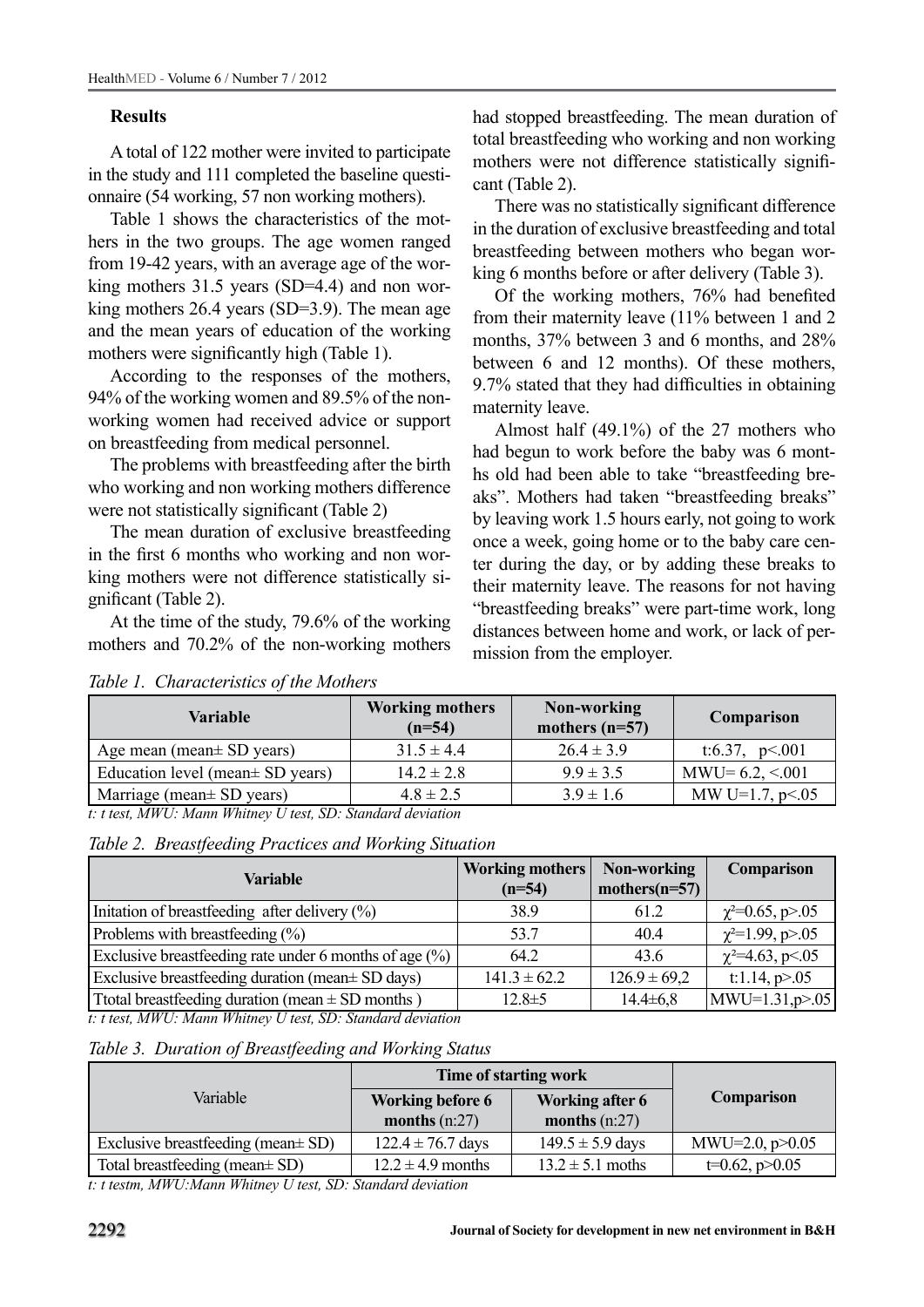## Results

A total of 122 mother were invited to participate in the study and 111 completed the baseline questionnaire (54 working, 57 non working mothers).

Table 1 shows the characteristics of the mothers in the two groups. The age women ranged from 19-42 years, with an average age of the working mothers 31.5 years (SD=4.4) and non working mothers 26.4 years (SD=3.9). The mean age and the mean years of education of the working mothers were significantly high (Table 1).

According to the responses of the mothers, 94% of the working women and 89.5% of the non-working women had received advice or support on breastfeeding from medical personnel.

The problems with breastfeeding after the birth who working and non working mothers difference were not statistically significant (Table 2)

The mean duration of exclusive breastfeeding in the first 6 months who working and non working mothers were not difference statistically significant (Table 2).

At the time of the study, 79.6% of the working mothers and 70.2% of the non-working mothers had stopped breastfeeding. The mean duration of total breastfeeding who working and non working mothers were not difference statistically significant (Table 2).

There was no statistically significant difference in the duration of exclusive breastfeeding and total breastfeeding between mothers who began working 6 months before or after delivery (Table 3).

Of the working mothers, 76% had benefited from their maternity leave (11% between 1 and 2 months, 37% between 3 and 6 months, and 28% between 6 and 12 months). Of these mothers, 9.7% stated that they had difficulties in obtaining maternity leave.

Almost half (49.1%) of the 27 mothers who had begun to work before the baby was 6 months old had been able to take "breastfeeding breaks". Mothers had taken "breastfeeding breaks" by leaving work 1.5 hours early, not going to work once a week, going home or to the baby care center during the day, or by adding these breaks to their maternity leave. The reasons for not having "breastfeeding breaks" were part-time work, long distances between home and work, or lack of permission from the employer.

*Table 1. Characteristics of the Mothers*

| Variable | Working mothers (n=54) | Non-working mothers (n=57) | Comparison |
|---|---|---|---|
| Age mean (mean± SD years) | 31.5 ± 4.4 | 26.4 ± 3.9 | t:6.37, $p<.001$ |
| Education level (mean± SD years) | 14.2 ± 2.8 | 9.9 ± 3.5 | MWU= 6.2, <.001 |
| Marriage (mean± SD years) | 4.8 ± 2.5 | 3.9 ± 1.6 | MW U=1.7, $p<.05$ |

*t: t test, MWU: Mann Whitney U test, SD: Standard deviation*

*Table 2. Breastfeeding Practices and Working Situation*

| Variable | Working mothers (n=54) | Non-working mothers(n=57) | Comparison |
|---|---|---|---|
| Initation of breastfeeding after delivery (%) | 38.9 | 61.2 | $\chi^2$=0.65, $p>.05$ |
| Problems with breastfeeding (%) | 53.7 | 40.4 | $\chi^2$=1.99, $p>.05$ |
| Exclusive breastfeeding rate under 6 months of age (%) | 64.2 | 43.6 | $\chi^2$=4.63, $p<.05$ |
| Exclusive breastfeeding duration (mean± SD days) | 141.3 ± 62.2 | 126.9 ± 69,2 | t:1.14, $p>.05$ |
| Ttotal breastfeeding duration (mean ± SD months ) | 12.8±5 | 14.4±6,8 | MWU=1.31,$p>.05$ |

*t: t test, MWU: Mann Whitney U test, SD: Standard deviation*

*Table 3. Duration of Breastfeeding and Working Status*

| Variable | Time of starting work | | Comparison |
|---|---|---|---|
| | Working before 6 months (n:27) | Working after 6 months (n:27) | |
| Exclusive breastfeeding (mean± SD) | 122.4 ± 76.7 days | 149.5 ± 5.9 days | MWU=2.0, $p>0.05$ |
| Total breastfeeding (mean± SD) | 12.2 ± 4.9 months | 13.2 ± 5.1 moths | t=0.62, $p>0.05$ |

*t: t testm, MWU:Mann Whitney U test, SD: Standard deviation*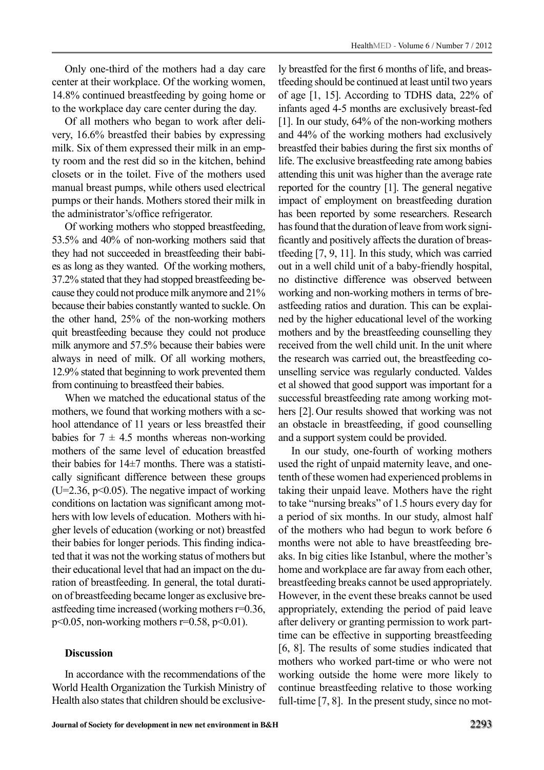Only one-third of the mothers had a day care center at their workplace. Of the working women, 14.8% continued breastfeeding by going home or to the workplace day care center during the day.

Of all mothers who began to work after delivery, 16.6% breastfed their babies by expressing milk. Six of them expressed their milk in an empty room and the rest did so in the kitchen, behind closets or in the toilet. Five of the mothers used manual breast pumps, while others used electrical pumps or their hands. Mothers stored their milk in the administrator's/office refrigerator.

Of working mothers who stopped breastfeeding, 53.5% and 40% of non-working mothers said that they had not succeeded in breastfeeding their babies as long as they wanted. Of the working mothers, 37.2% stated that they had stopped breastfeeding because they could not produce milk anymore and 21% because their babies constantly wanted to suckle. On the other hand, 25% of the non-working mothers quit breastfeeding because they could not produce milk anymore and 57.5% because their babies were always in need of milk. Of all working mothers, 12.9% stated that beginning to work prevented them from continuing to breastfeed their babies.

When we matched the educational status of the mothers, we found that working mothers with a school attendance of 11 years or less breastfed their babies for $7 \pm 4.5$ months whereas non-working mothers of the same level of education breastfed their babies for $14 \pm 7$ months. There was a statistically significant difference between these groups ($U=2.36$, $p<0.05$). The negative impact of working conditions on lactation was significant among mothers with low levels of education. Mothers with higher levels of education (working or not) breastfed their babies for longer periods. This finding indicated that it was not the working status of mothers but their educational level that had an impact on the duration of breastfeeding. In general, the total duration of breastfeeding became longer as exclusive breastfeeding time increased (working mothers $r=0.36$, $p<0.05$, non-working mothers $r=0.58$, $p<0.01$).

## Discussion

In accordance with the recommendations of the World Health Organization the Turkish Ministry of Health also states that children should be exclusively breastfed for the first 6 months of life, and breastfeeding should be continued at least until two years of age [1, 15]. According to TDHS data, 22% of infants aged 4-5 months are exclusively breast-fed [1]. In our study, 64% of the non-working mothers and 44% of the working mothers had exclusively breastfed their babies during the first six months of life. The exclusive breastfeeding rate among babies attending this unit was higher than the average rate reported for the country [1]. The general negative impact of employment on breastfeeding duration has been reported by some researchers. Research has found that the duration of leave from work significantly and positively affects the duration of breastfeeding [7, 9, 11]. In this study, which was carried out in a well child unit of a baby-friendly hospital, no distinctive difference was observed between working and non-working mothers in terms of breastfeeding ratios and duration. This can be explained by the higher educational level of the working mothers and by the breastfeeding counselling they received from the well child unit. In the unit where the research was carried out, the breastfeeding counselling service was regularly conducted. Valdes et al showed that good support was important for a successful breastfeeding rate among working mothers [2]. Our results showed that working was not an obstacle in breastfeeding, if good counselling and a support system could be provided.

In our study, one-fourth of working mothers used the right of unpaid maternity leave, and one-tenth of these women had experienced problems in taking their unpaid leave. Mothers have the right to take "nursing breaks" of 1.5 hours every day for a period of six months. In our study, almost half of the mothers who had begun to work before 6 months were not able to have breastfeeding breaks. In big cities like Istanbul, where the mother's home and workplace are far away from each other, breastfeeding breaks cannot be used appropriately. However, in the event these breaks cannot be used appropriately, extending the period of paid leave after delivery or granting permission to work part-time can be effective in supporting breastfeeding [6, 8]. The results of some studies indicated that mothers who worked part-time or who were not working outside the home were more likely to continue breastfeeding relative to those working full-time [7, 8]. In the present study, since no mot-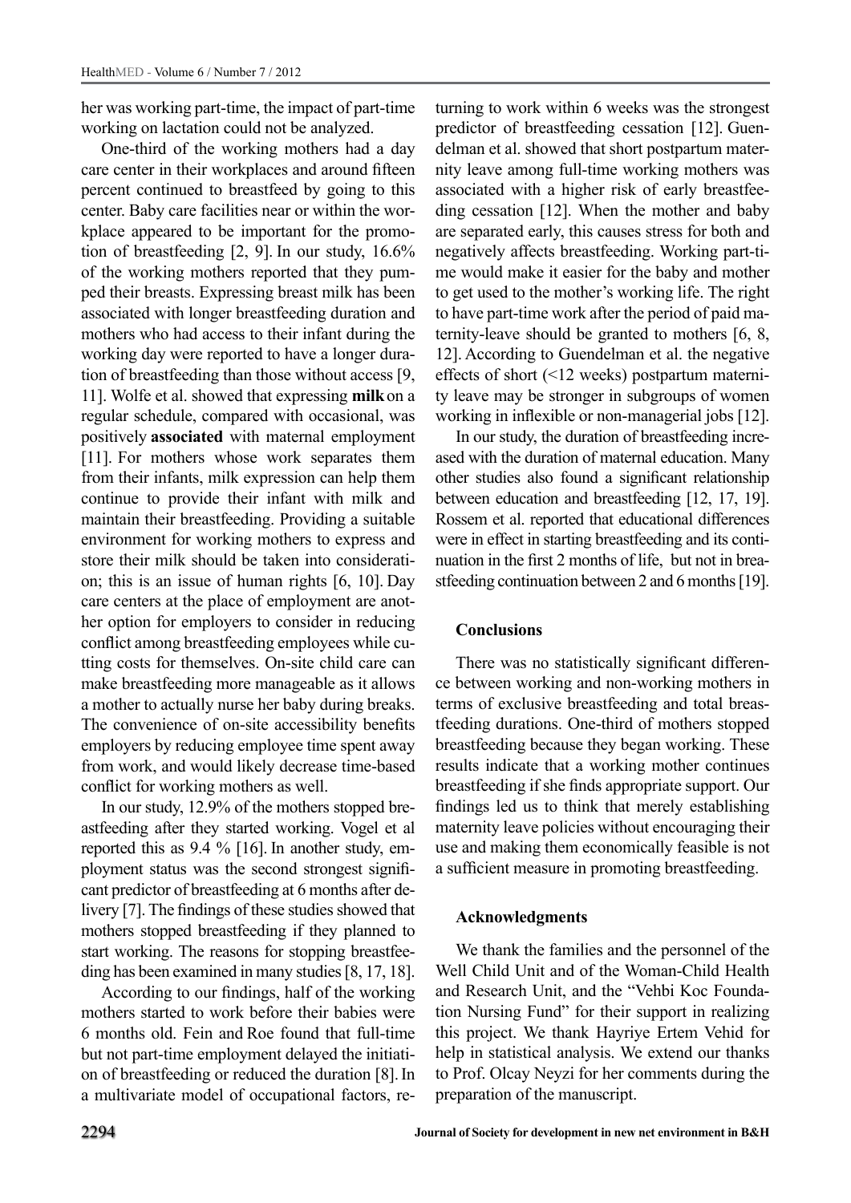her was working part-time, the impact of part-time working on lactation could not be analyzed.

One-third of the working mothers had a day care center in their workplaces and around fifteen percent continued to breastfeed by going to this center. Baby care facilities near or within the workplace appeared to be important for the promotion of breastfeeding [2, 9]. In our study, 16.6% of the working mothers reported that they pumped their breasts. Expressing breast milk has been associated with longer breastfeeding duration and mothers who had access to their infant during the working day were reported to have a longer duration of breastfeeding than those without access [9, 11]. Wolfe et al. showed that expressing **milk** on a regular schedule, compared with occasional, was positively **associated** with maternal employment [11]. For mothers whose work separates them from their infants, milk expression can help them continue to provide their infant with milk and maintain their breastfeeding. Providing a suitable environment for working mothers to express and store their milk should be taken into consideration; this is an issue of human rights [6, 10]. Day care centers at the place of employment are another option for employers to consider in reducing conflict among breastfeeding employees while cutting costs for themselves. On-site child care can make breastfeeding more manageable as it allows a mother to actually nurse her baby during breaks. The convenience of on-site accessibility benefits employers by reducing employee time spent away from work, and would likely decrease time-based conflict for working mothers as well.

In our study, 12.9% of the mothers stopped breastfeeding after they started working. Vogel et al reported this as 9.4 % [16]. In another study, employment status was the second strongest significant predictor of breastfeeding at 6 months after delivery [7]. The findings of these studies showed that mothers stopped breastfeeding if they planned to start working. The reasons for stopping breastfeeding has been examined in many studies [8, 17, 18].

According to our findings, half of the working mothers started to work before their babies were 6 months old. Fein and Roe found that full-time but not part-time employment delayed the initiation of breastfeeding or reduced the duration [8]. In a multivariate model of occupational factors, returning to work within 6 weeks was the strongest predictor of breastfeeding cessation [12]. Guendelman et al. showed that short postpartum maternity leave among full-time working mothers was associated with a higher risk of early breastfeeding cessation [12]. When the mother and baby are separated early, this causes stress for both and negatively affects breastfeeding. Working part-time would make it easier for the baby and mother to get used to the mother's working life. The right to have part-time work after the period of paid maternity-leave should be granted to mothers [6, 8, 12]. According to Guendelman et al. the negative effects of short (<12 weeks) postpartum maternity leave may be stronger in subgroups of women working in inflexible or non-managerial jobs [12].

In our study, the duration of breastfeeding increased with the duration of maternal education. Many other studies also found a significant relationship between education and breastfeeding [12, 17, 19]. Rossem et al. reported that educational differences were in effect in starting breastfeeding and its continuation in the first 2 months of life, but not in breastfeeding continuation between 2 and 6 months [19].

## Conclusions

There was no statistically significant difference between working and non-working mothers in terms of exclusive breastfeeding and total breastfeeding durations. One-third of mothers stopped breastfeeding because they began working. These results indicate that a working mother continues breastfeeding if she finds appropriate support. Our findings led us to think that merely establishing maternity leave policies without encouraging their use and making them economically feasible is not a sufficient measure in promoting breastfeeding.

## Acknowledgments

We thank the families and the personnel of the Well Child Unit and of the Woman-Child Health and Research Unit, and the "Vehbi Koc Foundation Nursing Fund" for their support in realizing this project. We thank Hayriye Ertem Vehid for help in statistical analysis. We extend our thanks to Prof. Olcay Neyzi for her comments during the preparation of the manuscript.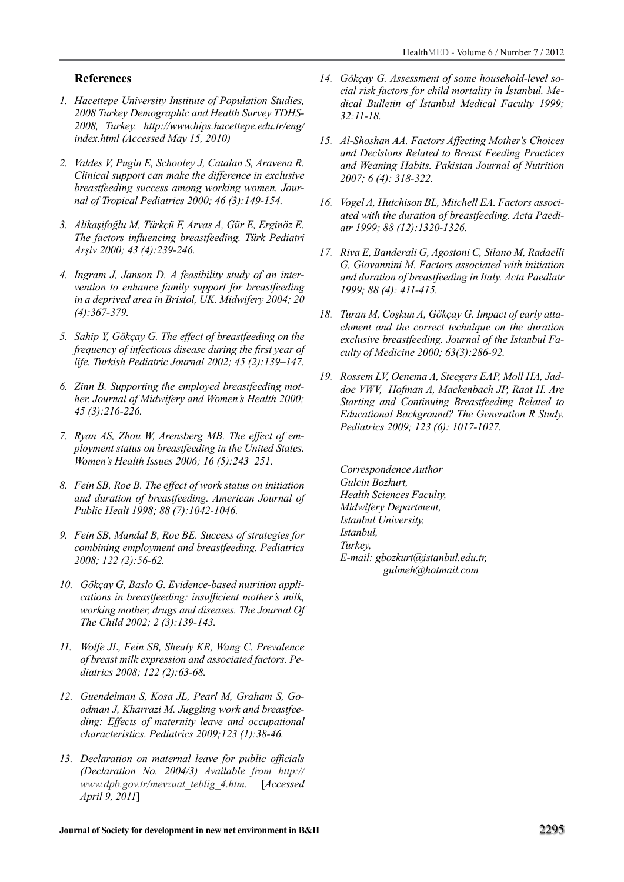## References

1. *Hacettepe University Institute of Population Studies, 2008 Turkey Demographic and Health Survey TDHS-2008, Turkey. http://www.hips.hacettepe.edu.tr/eng/index.html (Accessed May 15, 2010)*

2. *Valdes V, Pugin E, Schooley J, Catalan S, Aravena R. Clinical support can make the difference in exclusive breastfeeding success among working women. Journal of Tropical Pediatrics 2000; 46 (3):149-154.*

3. *Alikaşifoğlu M, Türkçü F, Arvas A, Gür E, Erginöz E. The factors influencing breastfeeding. Türk Pediatri Arşiv 2000; 43 (4):239-246.*

4. *Ingram J, Janson D. A feasibility study of an intervention to enhance family support for breastfeeding in a deprived area in Bristol, UK. Midwifery 2004; 20 (4):367-379.*

5. *Sahip Y, Gökçay G. The effect of breastfeeding on the frequency of infectious disease during the first year of life. Turkish Pediatric Journal 2002; 45 (2):139–147.*

6. *Zinn B. Supporting the employed breastfeeding mother. Journal of Midwifery and Women's Health 2000; 45 (3):216-226.*

7. *Ryan AS, Zhou W, Arensberg MB. The effect of employment status on breastfeeding in the United States. Women's Health Issues 2006; 16 (5):243–251.*

8. *Fein SB, Roe B. The effect of work status on initiation and duration of breastfeeding. American Journal of Public Healt 1998; 88 (7):1042-1046.*

9. *Fein SB, Mandal B, Roe BE. Success of strategies for combining employment and breastfeeding. Pediatrics 2008; 122 (2):56-62.*

10. *Gökçay G, Baslo G. Evidence-based nutrition applications in breastfeeding: insufficient mother's milk, working mother, drugs and diseases. The Journal Of The Child 2002; 2 (3):139-143.*

11. *Wolfe JL, Fein SB, Shealy KR, Wang C. Prevalence of breast milk expression and associated factors. Pediatrics 2008; 122 (2):63-68.*

12. *Guendelman S, Kosa JL, Pearl M, Graham S, Goodman J, Kharrazi M. Juggling work and breastfeeding: Effects of maternity leave and occupational characteristics. Pediatrics 2009;123 (1):38-46.*

13. *Declaration on maternal leave for public officials (Declaration No. 2004/3) Available from http://www.dpb.gov.tr/mevzuat_teblig_4.htm.* [*Accessed April 9, 2011*]

14. *Gökçay G. Assessment of some household-level social risk factors for child mortality in İstanbul. Medical Bulletin of İstanbul Medical Faculty 1999; 32:11-18.*

15. *Al-Shoshan AA. Factors Affecting Mother's Choices and Decisions Related to Breast Feeding Practices and Weaning Habits. Pakistan Journal of Nutrition 2007; 6 (4): 318-322.*

16. *Vogel A, Hutchison BL, Mitchell EA. Factors associated with the duration of breastfeeding. Acta Paediatr 1999; 88 (12):1320-1326.*

17. *Riva E, Banderali G, Agostoni C, Silano M, Radaelli G, Giovannini M. Factors associated with initiation and duration of breastfeeding in Italy. Acta Paediatr 1999; 88 (4): 411-415.*

18. *Turan M, Coşkun A, Gökçay G. Impact of early attachment and the correct technique on the duration exclusive breastfeeding. Journal of the Istanbul Faculty of Medicine 2000; 63(3):286-92.*

19. *Rossem LV, Oenema A, Steegers EAP, Moll HA, Jaddoe VWV, Hofman A, Mackenbach JP, Raat H. Are Starting and Continuing Breastfeeding Related to Educational Background? The Generation R Study. Pediatrics 2009; 123 (6): 1017-1027.*

*Correspondence Author*
*Gulcin Bozkurt,*
*Health Sciences Faculty,*
*Midwifery Department,*
*Istanbul University,*
*Istanbul,*
*Turkey,*
*E-mail: gbozkurt@istanbul.edu.tr,*
*gulmeh@hotmail.com*